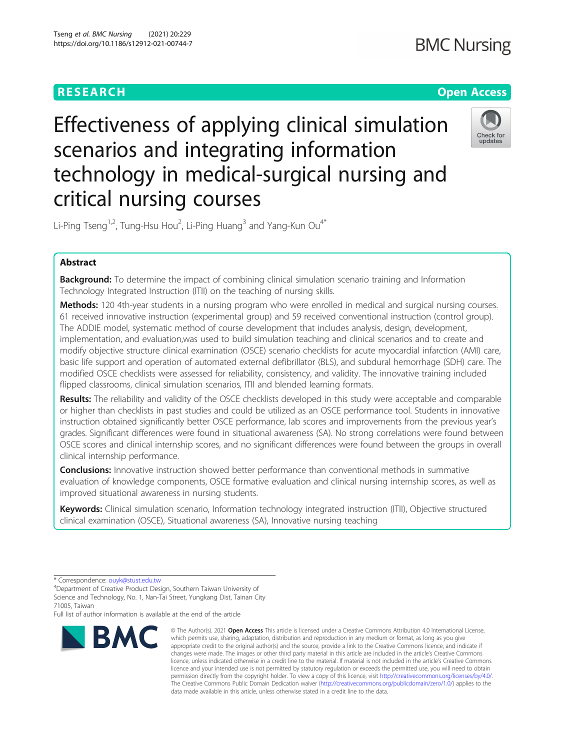RESEARCH

Open Access

# Effectiveness of applying clinical simulation scenarios and integrating information technology in medical-surgical nursing and critical nursing courses

Li-Ping Tseng[1,2], Tung-Hsu Hou[2], Li-Ping Huang[3] and Yang-Kun Ou[4*]

## Abstract

**Background:** To determine the impact of combining clinical simulation scenario training and Information Technology Integrated Instruction (ITII) on the teaching of nursing skills.

**Methods:** 120 4th-year students in a nursing program who were enrolled in medical and surgical nursing courses. 61 received innovative instruction (experimental group) and 59 received conventional instruction (control group). The ADDIE model, systematic method of course development that includes analysis, design, development, implementation, and evaluation,was used to build simulation teaching and clinical scenarios and to create and modify objective structure clinical examination (OSCE) scenario checklists for acute myocardial infarction (AMI) care, basic life support and operation of automated external defibrillator (BLS), and subdural hemorrhage (SDH) care. The modified OSCE checklists were assessed for reliability, consistency, and validity. The innovative training included flipped classrooms, clinical simulation scenarios, ITII and blended learning formats.

**Results:** The reliability and validity of the OSCE checklists developed in this study were acceptable and comparable or higher than checklists in past studies and could be utilized as an OSCE performance tool. Students in innovative instruction obtained significantly better OSCE performance, lab scores and improvements from the previous year's grades. Significant differences were found in situational awareness (SA). No strong correlations were found between OSCE scores and clinical internship scores, and no significant differences were found between the groups in overall clinical internship performance.

**Conclusions:** Innovative instruction showed better performance than conventional methods in summative evaluation of knowledge components, OSCE formative evaluation and clinical nursing internship scores, as well as improved situational awareness in nursing students.

**Keywords:** Clinical simulation scenario, Information technology integrated instruction (ITII), Objective structured clinical examination (OSCE), Situational awareness (SA), Innovative nursing teaching

---

\* Correspondence: ouyk@stust.edu.tw

[4]Department of Creative Product Design, Southern Taiwan University of Science and Technology, No. 1, Nan-Tai Street, Yungkang Dist, Tainan City 71005, Taiwan

Full list of author information is available at the end of the article

© The Author(s). 2021 **Open Access** This article is licensed under a Creative Commons Attribution 4.0 International License, which permits use, sharing, adaptation, distribution and reproduction in any medium or format, as long as you give appropriate credit to the original author(s) and the source, provide a link to the Creative Commons licence, and indicate if changes were made. The images or other third party material in this article are included in the article's Creative Commons licence, unless indicated otherwise in a credit line to the material. If material is not included in the article's Creative Commons licence and your intended use is not permitted by statutory regulation or exceeds the permitted use, you will need to obtain permission directly from the copyright holder. To view a copy of this licence, visit http://creativecommons.org/licenses/by/4.0/. The Creative Commons Public Domain Dedication waiver (http://creativecommons.org/publicdomain/zero/1.0/) applies to the data made available in this article, unless otherwise stated in a credit line to the data.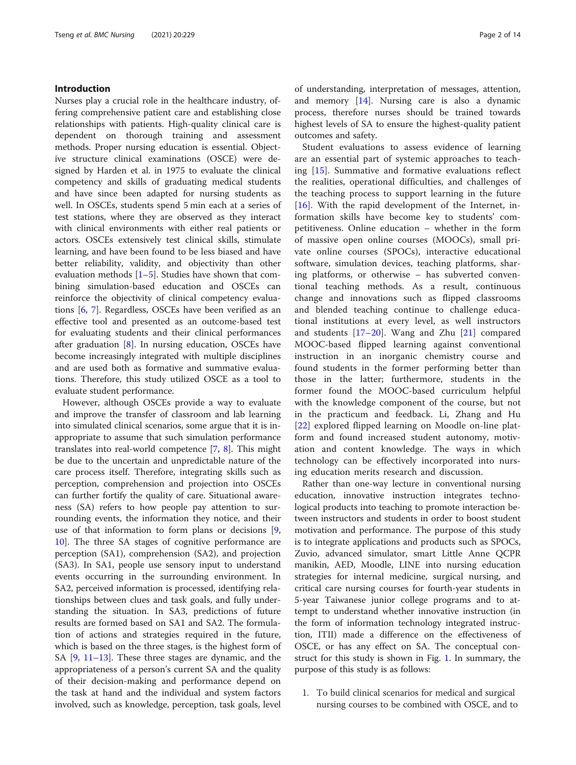## Introduction

Nurses play a crucial role in the healthcare industry, offering comprehensive patient care and establishing close relationships with patients. High-quality clinical care is dependent on thorough training and assessment methods. Proper nursing education is essential. Objective structure clinical examinations (OSCE) were designed by Harden et al. in 1975 to evaluate the clinical competency and skills of graduating medical students and have since been adapted for nursing students as well. In OSCEs, students spend 5 min each at a series of test stations, where they are observed as they interact with clinical environments with either real patients or actors. OSCEs extensively test clinical skills, stimulate learning, and have been found to be less biased and have better reliability, validity, and objectivity than other evaluation methods [1–5]. Studies have shown that combining simulation-based education and OSCEs can reinforce the objectivity of clinical competency evaluations [6, 7]. Regardless, OSCEs have been verified as an effective tool and presented as an outcome-based test for evaluating students and their clinical performances after graduation [8]. In nursing education, OSCEs have become increasingly integrated with multiple disciplines and are used both as formative and summative evaluations. Therefore, this study utilized OSCE as a tool to evaluate student performance.

However, although OSCEs provide a way to evaluate and improve the transfer of classroom and lab learning into simulated clinical scenarios, some argue that it is inappropriate to assume that such simulation performance translates into real-world competence [7, 8]. This might be due to the uncertain and unpredictable nature of the care process itself. Therefore, integrating skills such as perception, comprehension and projection into OSCEs can further fortify the quality of care. Situational awareness (SA) refers to how people pay attention to surrounding events, the information they notice, and their use of that information to form plans or decisions [9, 10]. The three SA stages of cognitive performance are perception (SA1), comprehension (SA2), and projection (SA3). In SA1, people use sensory input to understand events occurring in the surrounding environment. In SA2, perceived information is processed, identifying relationships between clues and task goals, and fully understanding the situation. In SA3, predictions of future results are formed based on SA1 and SA2. The formulation of actions and strategies required in the future, which is based on the three stages, is the highest form of SA [9, 11–13]. These three stages are dynamic, and the appropriateness of a person's current SA and the quality of their decision-making and performance depend on the task at hand and the individual and system factors involved, such as knowledge, perception, task goals, level of understanding, interpretation of messages, attention, and memory [14]. Nursing care is also a dynamic process, therefore nurses should be trained towards highest levels of SA to ensure the highest-quality patient outcomes and safety.

Student evaluations to assess evidence of learning are an essential part of systemic approaches to teaching [15]. Summative and formative evaluations reflect the realities, operational difficulties, and challenges of the teaching process to support learning in the future [16]. With the rapid development of the Internet, information skills have become key to students' competitiveness. Online education – whether in the form of massive open online courses (MOOCs), small private online courses (SPOCs), interactive educational software, simulation devices, teaching platforms, sharing platforms, or otherwise – has subverted conventional teaching methods. As a result, continuous change and innovations such as flipped classrooms and blended teaching continue to challenge educational institutions at every level, as well instructors and students [17–20]. Wang and Zhu [21] compared MOOC-based flipped learning against conventional instruction in an inorganic chemistry course and found students in the former performing better than those in the latter; furthermore, students in the former found the MOOC-based curriculum helpful with the knowledge component of the course, but not in the practicum and feedback. Li, Zhang and Hu [22] explored flipped learning on Moodle on-line platform and found increased student autonomy, motivation and content knowledge. The ways in which technology can be effectively incorporated into nursing education merits research and discussion.

Rather than one-way lecture in conventional nursing education, innovative instruction integrates technological products into teaching to promote interaction between instructors and students in order to boost student motivation and performance. The purpose of this study is to integrate applications and products such as SPOCs, Zuvio, advanced simulator, smart Little Anne QCPR manikin, AED, Moodle, LINE into nursing education strategies for internal medicine, surgical nursing, and critical care nursing courses for fourth-year students in 5-year Taiwanese junior college programs and to attempt to understand whether innovative instruction (in the form of information technology integrated instruction, ITII) made a difference on the effectiveness of OSCE, or has any effect on SA. The conceptual construct for this study is shown in Fig. 1. In summary, the purpose of this study is as follows:

1. To build clinical scenarios for medical and surgical nursing courses to be combined with OSCE, and to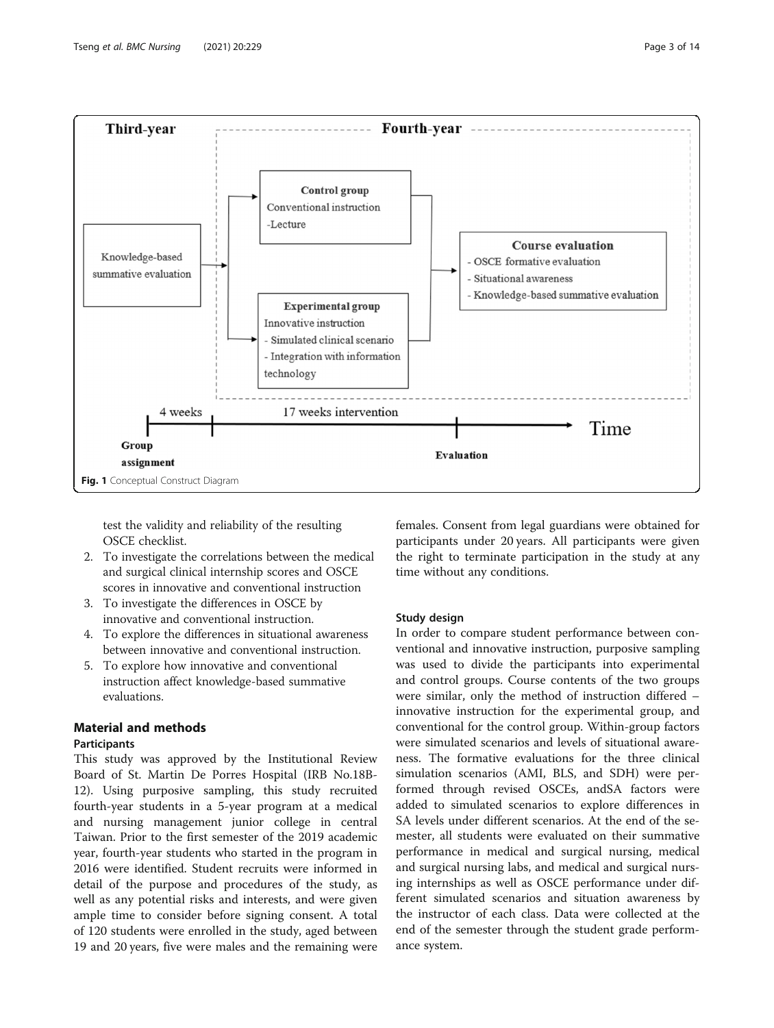Third-year | Fourth-year

Knowledge-based summative evaluation

Control group
Conventional instruction
-Lecture

Experimental group
Innovative instruction
- Simulated clinical scenario
- Integration with information technology

Course evaluation
- OSCE formative evaluation
- Situational awareness
- Knowledge-based summative evaluation

4 weeks | 17 weeks intervention | Time

Group assignment | Evaluation

Fig. 1 Conceptual Construct Diagram

test the validity and reliability of the resulting OSCE checklist.

2. To investigate the correlations between the medical and surgical clinical internship scores and OSCE scores in innovative and conventional instruction
3. To investigate the differences in OSCE by innovative and conventional instruction.
4. To explore the differences in situational awareness between innovative and conventional instruction.
5. To explore how innovative and conventional instruction affect knowledge-based summative evaluations.

## Material and methods

### Participants

This study was approved by the Institutional Review Board of St. Martin De Porres Hospital (IRB No.18B-12). Using purposive sampling, this study recruited fourth-year students in a 5-year program at a medical and nursing management junior college in central Taiwan. Prior to the first semester of the 2019 academic year, fourth-year students who started in the program in 2016 were identified. Student recruits were informed in detail of the purpose and procedures of the study, as well as any potential risks and interests, and were given ample time to consider before signing consent. A total of 120 students were enrolled in the study, aged between 19 and 20 years, five were males and the remaining were females. Consent from legal guardians were obtained for participants under 20 years. All participants were given the right to terminate participation in the study at any time without any conditions.

### Study design

In order to compare student performance between conventional and innovative instruction, purposive sampling was used to divide the participants into experimental and control groups. Course contents of the two groups were similar, only the method of instruction differed – innovative instruction for the experimental group, and conventional for the control group. Within-group factors were simulated scenarios and levels of situational awareness. The formative evaluations for the three clinical simulation scenarios (AMI, BLS, and SDH) were performed through revised OSCEs, andSA factors were added to simulated scenarios to explore differences in SA levels under different scenarios. At the end of the semester, all students were evaluated on their summative performance in medical and surgical nursing, medical and surgical nursing labs, and medical and surgical nursing internships as well as OSCE performance under different simulated scenarios and situation awareness by the instructor of each class. Data were collected at the end of the semester through the student grade performance system.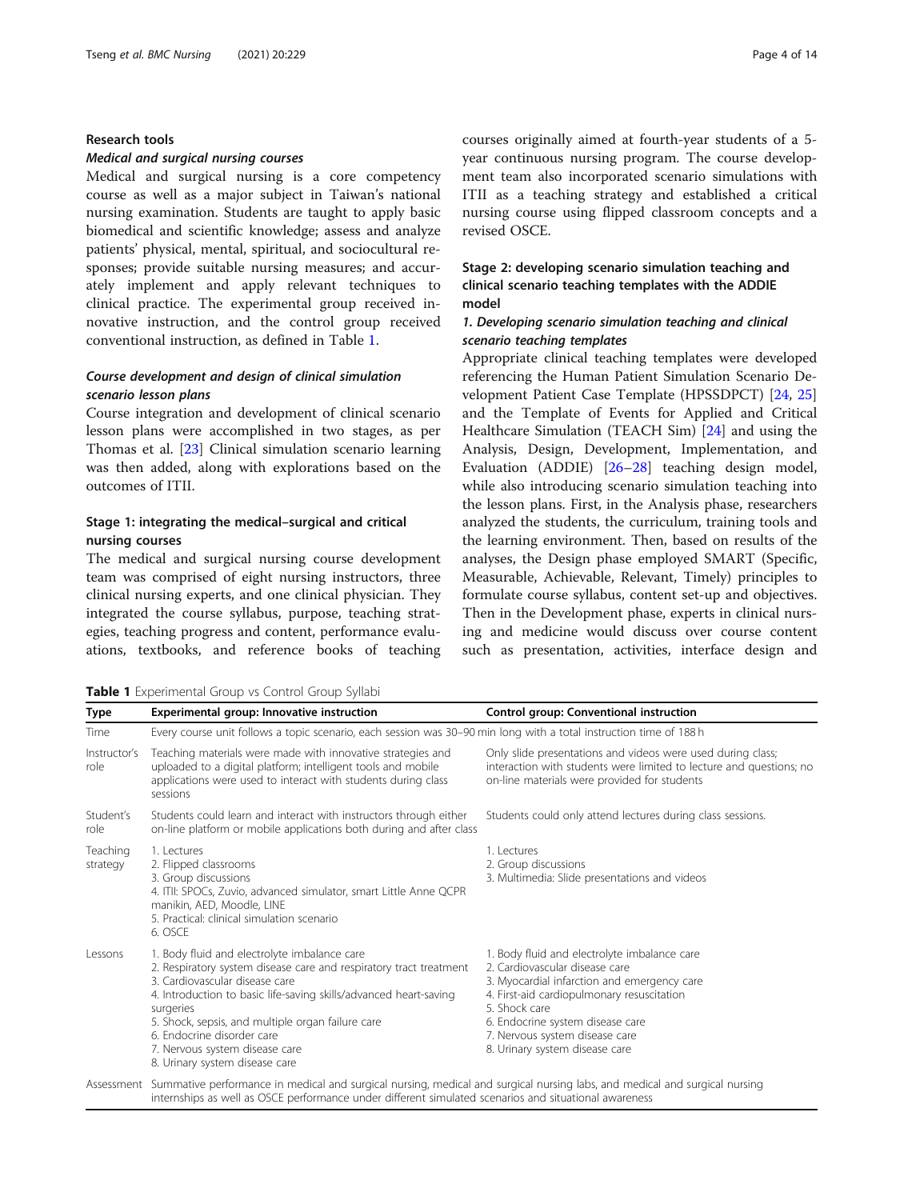## Research tools

### *Medical and surgical nursing courses*

Medical and surgical nursing is a core competency course as well as a major subject in Taiwan's national nursing examination. Students are taught to apply basic biomedical and scientific knowledge; assess and analyze patients' physical, mental, spiritual, and sociocultural responses; provide suitable nursing measures; and accurately implement and apply relevant techniques to clinical practice. The experimental group received innovative instruction, and the control group received conventional instruction, as defined in Table 1.

### *Course development and design of clinical simulation scenario lesson plans*

Course integration and development of clinical scenario lesson plans were accomplished in two stages, as per Thomas et al. [23] Clinical simulation scenario learning was then added, along with explorations based on the outcomes of ITII.

### Stage 1: integrating the medical–surgical and critical nursing courses

The medical and surgical nursing course development team was comprised of eight nursing instructors, three clinical nursing experts, and one clinical physician. They integrated the course syllabus, purpose, teaching strategies, teaching progress and content, performance evaluations, textbooks, and reference books of teaching courses originally aimed at fourth-year students of a 5-year continuous nursing program. The course development team also incorporated scenario simulations with ITII as a teaching strategy and established a critical nursing course using flipped classroom concepts and a revised OSCE.

### Stage 2: developing scenario simulation teaching and clinical scenario teaching templates with the ADDIE model

#### *1. Developing scenario simulation teaching and clinical scenario teaching templates*

Appropriate clinical teaching templates were developed referencing the Human Patient Simulation Scenario Development Patient Case Template (HPSSDPCT) [24, 25] and the Template of Events for Applied and Critical Healthcare Simulation (TEACH Sim) [24] and using the Analysis, Design, Development, Implementation, and Evaluation (ADDIE) [26–28] teaching design model, while also introducing scenario simulation teaching into the lesson plans. First, in the Analysis phase, researchers analyzed the students, the curriculum, training tools and the learning environment. Then, based on results of the analyses, the Design phase employed SMART (Specific, Measurable, Achievable, Relevant, Timely) principles to formulate course syllabus, content set-up and objectives. Then in the Development phase, experts in clinical nursing and medicine would discuss over course content such as presentation, activities, interface design and

**Table 1** Experimental Group vs Control Group Syllabi

| Type | Experimental group: Innovative instruction | Control group: Conventional instruction |
|---|---|---|
| Time | Every course unit follows a topic scenario, each session was 30–90 min long with a total instruction time of 188 h | |
| Instructor's role | Teaching materials were made with innovative strategies and uploaded to a digital platform; intelligent tools and mobile applications were used to interact with students during class sessions | Only slide presentations and videos were used during class; interaction with students were limited to lecture and questions; no on-line materials were provided for students |
| Student's role | Students could learn and interact with instructors through either on-line platform or mobile applications both during and after class | Students could only attend lectures during class sessions. |
| Teaching strategy | 1. Lectures<br>2. Flipped classrooms<br>3. Group discussions<br>4. ITII: SPOCs, Zuvio, advanced simulator, smart Little Anne QCPR manikin, AED, Moodle, LINE<br>5. Practical: clinical simulation scenario<br>6. OSCE | 1. Lectures<br>2. Group discussions<br>3. Multimedia: Slide presentations and videos |
| Lessons | 1. Body fluid and electrolyte imbalance care<br>2. Respiratory system disease care and respiratory tract treatment<br>3. Cardiovascular disease care<br>4. Introduction to basic life-saving skills/advanced heart-saving surgeries<br>5. Shock, sepsis, and multiple organ failure care<br>6. Endocrine disorder care<br>7. Nervous system disease care<br>8. Urinary system disease care | 1. Body fluid and electrolyte imbalance care<br>2. Cardiovascular disease care<br>3. Myocardial infarction and emergency care<br>4. First-aid cardiopulmonary resuscitation<br>5. Shock care<br>6. Endocrine system disease care<br>7. Nervous system disease care<br>8. Urinary system disease care |
| Assessment | Summative performance in medical and surgical nursing, medical and surgical nursing labs, and medical and surgical nursing internships as well as OSCE performance under different simulated scenarios and situational awareness | |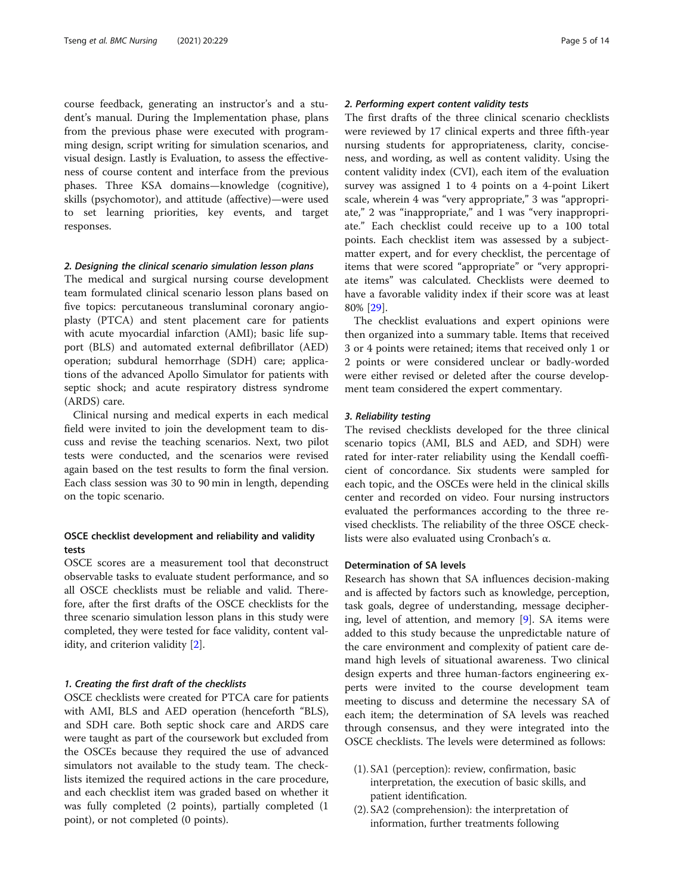course feedback, generating an instructor's and a student's manual. During the Implementation phase, plans from the previous phase were executed with programming design, script writing for simulation scenarios, and visual design. Lastly is Evaluation, to assess the effectiveness of course content and interface from the previous phases. Three KSA domains—knowledge (cognitive), skills (psychomotor), and attitude (affective)—were used to set learning priorities, key events, and target responses.

#### *2. Designing the clinical scenario simulation lesson plans*

The medical and surgical nursing course development team formulated clinical scenario lesson plans based on five topics: percutaneous transluminal coronary angioplasty (PTCA) and stent placement care for patients with acute myocardial infarction (AMI); basic life support (BLS) and automated external defibrillator (AED) operation; subdural hemorrhage (SDH) care; applications of the advanced Apollo Simulator for patients with septic shock; and acute respiratory distress syndrome (ARDS) care.

Clinical nursing and medical experts in each medical field were invited to join the development team to discuss and revise the teaching scenarios. Next, two pilot tests were conducted, and the scenarios were revised again based on the test results to form the final version. Each class session was 30 to 90 min in length, depending on the topic scenario.

### OSCE checklist development and reliability and validity tests

OSCE scores are a measurement tool that deconstruct observable tasks to evaluate student performance, and so all OSCE checklists must be reliable and valid. Therefore, after the first drafts of the OSCE checklists for the three scenario simulation lesson plans in this study were completed, they were tested for face validity, content validity, and criterion validity [2].

#### *1. Creating the first draft of the checklists*

OSCE checklists were created for PTCA care for patients with AMI, BLS and AED operation (henceforth "BLS), and SDH care. Both septic shock care and ARDS care were taught as part of the coursework but excluded from the OSCEs because they required the use of advanced simulators not available to the study team. The checklists itemized the required actions in the care procedure, and each checklist item was graded based on whether it was fully completed (2 points), partially completed (1 point), or not completed (0 points).

#### *2. Performing expert content validity tests*

The first drafts of the three clinical scenario checklists were reviewed by 17 clinical experts and three fifth-year nursing students for appropriateness, clarity, conciseness, and wording, as well as content validity. Using the content validity index (CVI), each item of the evaluation survey was assigned 1 to 4 points on a 4-point Likert scale, wherein 4 was "very appropriate," 3 was "appropriate," 2 was "inappropriate," and 1 was "very inappropriate." Each checklist could receive up to a 100 total points. Each checklist item was assessed by a subject-matter expert, and for every checklist, the percentage of items that were scored "appropriate" or "very appropriate items" was calculated. Checklists were deemed to have a favorable validity index if their score was at least 80% [29].

The checklist evaluations and expert opinions were then organized into a summary table. Items that received 3 or 4 points were retained; items that received only 1 or 2 points or were considered unclear or badly-worded were either revised or deleted after the course development team considered the expert commentary.

#### *3. Reliability testing*

The revised checklists developed for the three clinical scenario topics (AMI, BLS and AED, and SDH) were rated for inter-rater reliability using the Kendall coefficient of concordance. Six students were sampled for each topic, and the OSCEs were held in the clinical skills center and recorded on video. Four nursing instructors evaluated the performances according to the three revised checklists. The reliability of the three OSCE checklists were also evaluated using Cronbach's α.

### Determination of SA levels

Research has shown that SA influences decision-making and is affected by factors such as knowledge, perception, task goals, degree of understanding, message deciphering, level of attention, and memory [9]. SA items were added to this study because the unpredictable nature of the care environment and complexity of patient care demand high levels of situational awareness. Two clinical design experts and three human-factors engineering experts were invited to the course development team meeting to discuss and determine the necessary SA of each item; the determination of SA levels was reached through consensus, and they were integrated into the OSCE checklists. The levels were determined as follows:

(1). SA1 (perception): review, confirmation, basic interpretation, the execution of basic skills, and patient identification.

(2). SA2 (comprehension): the interpretation of information, further treatments following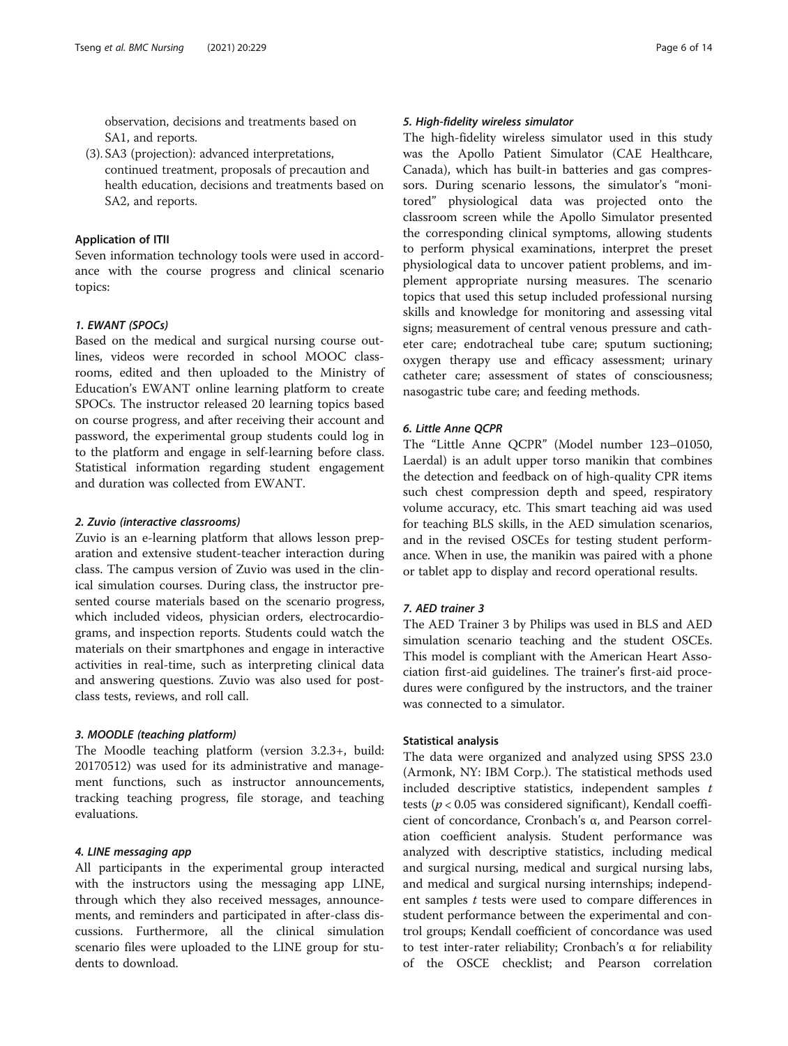observation, decisions and treatments based on SA1, and reports.

(3). SA3 (projection): advanced interpretations, continued treatment, proposals of precaution and health education, decisions and treatments based on SA2, and reports.

## Application of ITII

Seven information technology tools were used in accordance with the course progress and clinical scenario topics:

### 1. EWANT (SPOCs)

Based on the medical and surgical nursing course outlines, videos were recorded in school MOOC classrooms, edited and then uploaded to the Ministry of Education's EWANT online learning platform to create SPOCs. The instructor released 20 learning topics based on course progress, and after receiving their account and password, the experimental group students could log in to the platform and engage in self-learning before class. Statistical information regarding student engagement and duration was collected from EWANT.

### 2. Zuvio (interactive classrooms)

Zuvio is an e-learning platform that allows lesson preparation and extensive student-teacher interaction during class. The campus version of Zuvio was used in the clinical simulation courses. During class, the instructor presented course materials based on the scenario progress, which included videos, physician orders, electrocardiograms, and inspection reports. Students could watch the materials on their smartphones and engage in interactive activities in real-time, such as interpreting clinical data and answering questions. Zuvio was also used for post-class tests, reviews, and roll call.

### 3. MOODLE (teaching platform)

The Moodle teaching platform (version 3.2.3+, build: 20170512) was used for its administrative and management functions, such as instructor announcements, tracking teaching progress, file storage, and teaching evaluations.

### 4. LINE messaging app

All participants in the experimental group interacted with the instructors using the messaging app LINE, through which they also received messages, announcements, and reminders and participated in after-class discussions. Furthermore, all the clinical simulation scenario files were uploaded to the LINE group for students to download.

### 5. High-fidelity wireless simulator

The high-fidelity wireless simulator used in this study was the Apollo Patient Simulator (CAE Healthcare, Canada), which has built-in batteries and gas compressors. During scenario lessons, the simulator's "monitored" physiological data was projected onto the classroom screen while the Apollo Simulator presented the corresponding clinical symptoms, allowing students to perform physical examinations, interpret the preset physiological data to uncover patient problems, and implement appropriate nursing measures. The scenario topics that used this setup included professional nursing skills and knowledge for monitoring and assessing vital signs; measurement of central venous pressure and catheter care; endotracheal tube care; sputum suctioning; oxygen therapy use and efficacy assessment; urinary catheter care; assessment of states of consciousness; nasogastric tube care; and feeding methods.

### 6. Little Anne QCPR

The "Little Anne QCPR" (Model number 123–01050, Laerdal) is an adult upper torso manikin that combines the detection and feedback on of high-quality CPR items such chest compression depth and speed, respiratory volume accuracy, etc. This smart teaching aid was used for teaching BLS skills, in the AED simulation scenarios, and in the revised OSCEs for testing student performance. When in use, the manikin was paired with a phone or tablet app to display and record operational results.

### 7. AED trainer 3

The AED Trainer 3 by Philips was used in BLS and AED simulation scenario teaching and the student OSCEs. This model is compliant with the American Heart Association first-aid guidelines. The trainer's first-aid procedures were configured by the instructors, and the trainer was connected to a simulator.

## Statistical analysis

The data were organized and analyzed using SPSS 23.0 (Armonk, NY: IBM Corp.). The statistical methods used included descriptive statistics, independent samples $t$ tests ($p < 0.05$ was considered significant), Kendall coefficient of concordance, Cronbach's α, and Pearson correlation coefficient analysis. Student performance was analyzed with descriptive statistics, including medical and surgical nursing, medical and surgical nursing labs, and medical and surgical nursing internships; independent samples $t$ tests were used to compare differences in student performance between the experimental and control groups; Kendall coefficient of concordance was used to test inter-rater reliability; Cronbach's α for reliability of the OSCE checklist; and Pearson correlation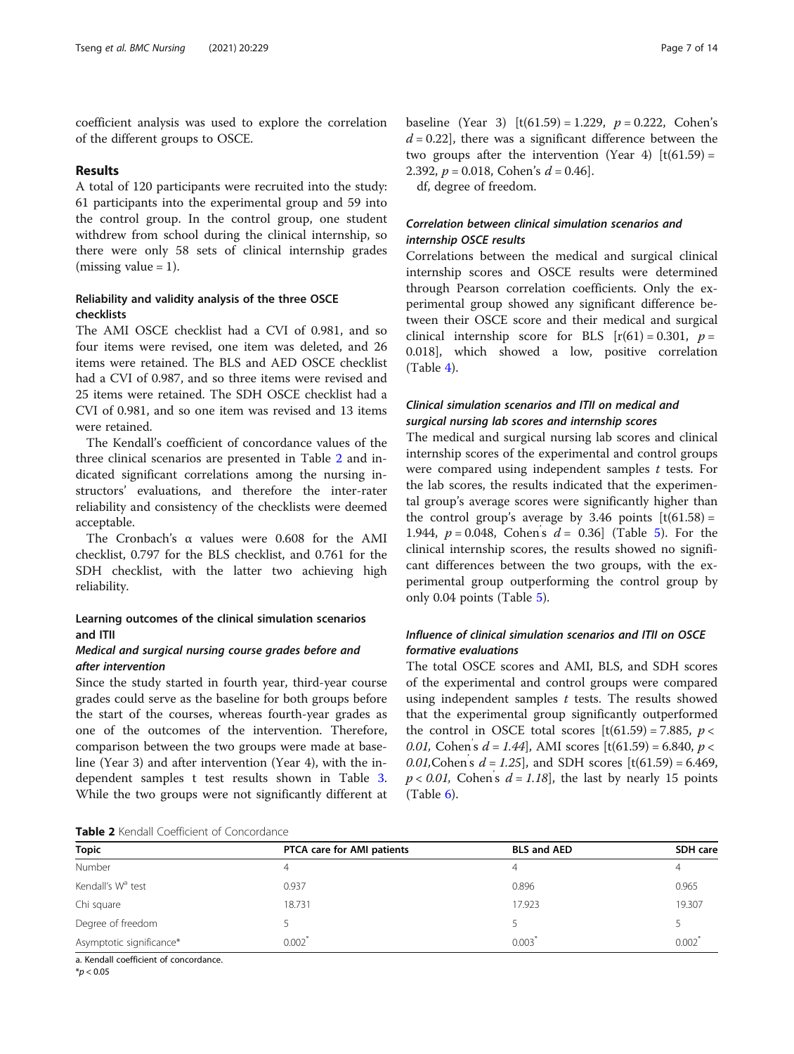coefficient analysis was used to explore the correlation of the different groups to OSCE.

## Results

A total of 120 participants were recruited into the study: 61 participants into the experimental group and 59 into the control group. In the control group, one student withdrew from school during the clinical internship, so there were only 58 sets of clinical internship grades (missing value = 1).

### Reliability and validity analysis of the three OSCE checklists

The AMI OSCE checklist had a CVI of 0.981, and so four items were revised, one item was deleted, and 26 items were retained. The BLS and AED OSCE checklist had a CVI of 0.987, and so three items were revised and 25 items were retained. The SDH OSCE checklist had a CVI of 0.981, and so one item was revised and 13 items were retained.

The Kendall's coefficient of concordance values of the three clinical scenarios are presented in Table 2 and indicated significant correlations among the nursing instructors' evaluations, and therefore the inter-rater reliability and consistency of the checklists were deemed acceptable.

The Cronbach's α values were 0.608 for the AMI checklist, 0.797 for the BLS checklist, and 0.761 for the SDH checklist, with the latter two achieving high reliability.

### Learning outcomes of the clinical simulation scenarios and ITII

#### *Medical and surgical nursing course grades before and after intervention*

Since the study started in fourth year, third-year course grades could serve as the baseline for both groups before the start of the courses, whereas fourth-year grades as one of the outcomes of the intervention. Therefore, comparison between the two groups were made at baseline (Year 3) and after intervention (Year 4), with the independent samples t test results shown in Table 3. While the two groups were not significantly different at baseline (Year 3) [$t(61.59) = 1.229$, $p = 0.222$, Cohen's $d = 0.22$], there was a significant difference between the two groups after the intervention (Year 4) [$t(61.59) = 2.392$, $p = 0.018$, Cohen's $d = 0.46$].

df, degree of freedom.

#### *Correlation between clinical simulation scenarios and internship OSCE results*

Correlations between the medical and surgical clinical internship scores and OSCE results were determined through Pearson correlation coefficients. Only the experimental group showed any significant difference between their OSCE score and their medical and surgical clinical internship score for BLS [$r(61) = 0.301$, $p = 0.018$], which showed a low, positive correlation (Table 4).

#### *Clinical simulation scenarios and ITII on medical and surgical nursing lab scores and internship scores*

The medical and surgical nursing lab scores and clinical internship scores of the experimental and control groups were compared using independent samples *t* tests. For the lab scores, the results indicated that the experimental group's average scores were significantly higher than the control group's average by 3.46 points [$t(61.58) = 1.944$, $p = 0.048$, Cohen's $d = 0.36$] (Table 5). For the clinical internship scores, the results showed no significant differences between the two groups, with the experimental group outperforming the control group by only 0.04 points (Table 5).

#### *Influence of clinical simulation scenarios and ITII on OSCE formative evaluations*

The total OSCE scores and AMI, BLS, and SDH scores of the experimental and control groups were compared using independent samples *t* tests. The results showed that the experimental group significantly outperformed the control in OSCE total scores [$t(61.59) = 7.885$, $p < 0.01$, Cohen's $d = 1.44$], AMI scores [$t(61.59) = 6.840$, $p < 0.01$, Cohen's $d = 1.25$], and SDH scores [$t(61.59) = 6.469$, $p < 0.01$, Cohen's $d = 1.18$], the last by nearly 15 points (Table 6).

**Table 2** Kendall Coefficient of Concordance

| Topic | PTCA care for AMI patients | BLS and AED | SDH care |
|---|---|---|---|
| Number | 4 | 4 | 4 |
| Kendall's W[a] test | 0.937 | 0.896 | 0.965 |
| Chi square | 18.731 | 17.923 | 19.307 |
| Degree of freedom | 5 | 5 | 5 |
| Asymptotic significance* | 0.002* | 0.003* | 0.002* |

a. Kendall coefficient of concordance.

*$p < 0.05$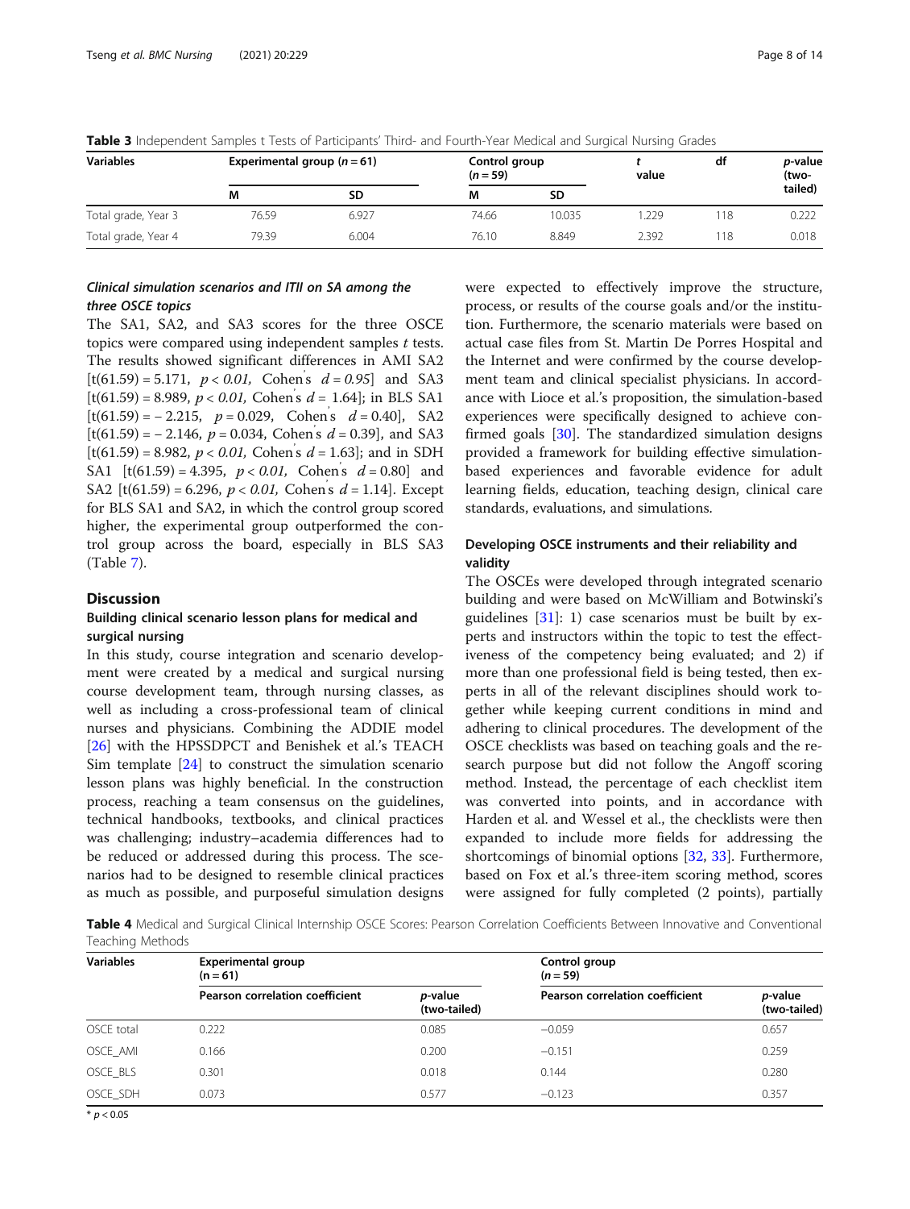**Table 3** Independent Samples t Tests of Participants' Third- and Fourth-Year Medical and Surgical Nursing Grades

| Variables | Experimental group ($n = 61$) | | Control group ($n = 59$) | | *t* value | df | *p*-value (two-tailed) |
|---|---|---|---|---|---|---|---|
| | M | SD | M | SD | | | |
| Total grade, Year 3 | 76.59 | 6.927 | 74.66 | 10.035 | 1.229 | 118 | 0.222 |
| Total grade, Year 4 | 79.39 | 6.004 | 76.10 | 8.849 | 2.392 | 118 | 0.018 |

### *Clinical simulation scenarios and ITII on SA among the three OSCE topics*

The SA1, SA2, and SA3 scores for the three OSCE topics were compared using independent samples *t* tests. The results showed significant differences in AMI SA2 [$t(61.59) = 5.171$, $p < 0.01$, Cohen's $d = 0.95$] and SA3 [$t(61.59) = 8.989$, $p < 0.01$, Cohen's $d = 1.64$]; in BLS SA1 [$t(61.59) = -2.215$, $p = 0.029$, Cohen's $d = 0.40$], SA2 [$t(61.59) = -2.146$, $p = 0.034$, Cohen's $d = 0.39$], and SA3 [$t(61.59) = 8.982$, $p < 0.01$, Cohen's $d = 1.63$]; and in SDH SA1 [$t(61.59) = 4.395$, $p < 0.01$, Cohen's $d = 0.80$] and SA2 [$t(61.59) = 6.296$, $p < 0.01$, Cohen's $d = 1.14$]. Except for BLS SA1 and SA2, in which the control group scored higher, the experimental group outperformed the control group across the board, especially in BLS SA3 (Table 7).

## Discussion

### Building clinical scenario lesson plans for medical and surgical nursing

In this study, course integration and scenario development were created by a medical and surgical nursing course development team, through nursing classes, as well as including a cross-professional team of clinical nurses and physicians. Combining the ADDIE model [26] with the HPSSDPCT and Benishek et al.'s TEACH Sim template [24] to construct the simulation scenario lesson plans was highly beneficial. In the construction process, reaching a team consensus on the guidelines, technical handbooks, textbooks, and clinical practices was challenging; industry–academia differences had to be reduced or addressed during this process. The scenarios had to be designed to resemble clinical practices as much as possible, and purposeful simulation designs were expected to effectively improve the structure, process, or results of the course goals and/or the institution. Furthermore, the scenario materials were based on actual case files from St. Martin De Porres Hospital and the Internet and were confirmed by the course development team and clinical specialist physicians. In accordance with Lioce et al.'s proposition, the simulation-based experiences were specifically designed to achieve confirmed goals [30]. The standardized simulation designs provided a framework for building effective simulation-based experiences and favorable evidence for adult learning fields, education, teaching design, clinical care standards, evaluations, and simulations.

### Developing OSCE instruments and their reliability and validity

The OSCEs were developed through integrated scenario building and were based on McWilliam and Botwinski's guidelines [31]: 1) case scenarios must be built by experts and instructors within the topic to test the effectiveness of the competency being evaluated; and 2) if more than one professional field is being tested, then experts in all of the relevant disciplines should work together while keeping current conditions in mind and adhering to clinical procedures. The development of the OSCE checklists was based on teaching goals and the research purpose but did not follow the Angoff scoring method. Instead, the percentage of each checklist item was converted into points, and in accordance with Harden et al. and Wessel et al., the checklists were then expanded to include more fields for addressing the shortcomings of binomial options [32, 33]. Furthermore, based on Fox et al.'s three-item scoring method, scores were assigned for fully completed (2 points), partially

**Table 4** Medical and Surgical Clinical Internship OSCE Scores: Pearson Correlation Coefficients Between Innovative and Conventional Teaching Methods

| Variables | Experimental group ($n = 61$) | | Control group ($n = 59$) | |
|---|---|---|---|---|
| | Pearson correlation coefficient | *p*-value (two-tailed) | Pearson correlation coefficient | *p*-value (two-tailed) |
| OSCE total | 0.222 | 0.085 | −0.059 | 0.657 |
| OSCE_AMI | 0.166 | 0.200 | −0.151 | 0.259 |
| OSCE_BLS | 0.301 | 0.018 | 0.144 | 0.280 |
| OSCE_SDH | 0.073 | 0.577 | −0.123 | 0.357 |

* $p < 0.05$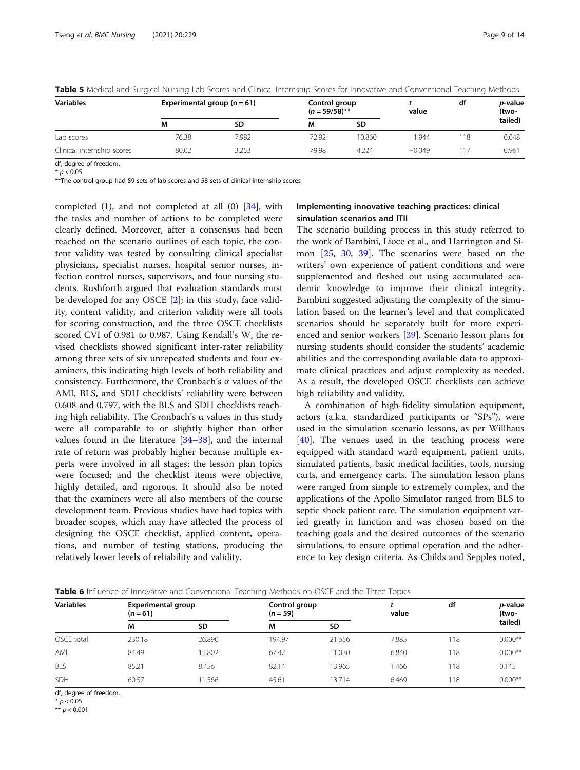**Table 5** Medical and Surgical Nursing Lab Scores and Clinical Internship Scores for Innovative and Conventional Teaching Methods

| Variables | Experimental group (n = 61) | | Control group (n = 59/58)** | | t value | df | p-value (two-tailed) |
|---|---|---|---|---|---|---|---|
| | M | SD | M | SD | | | |
| Lab scores | 76.38 | 7.982 | 72.92 | 10.860 | 1.944 | 118 | 0.048 |
| Clinical internship scores | 80.02 | 3.253 | 79.98 | 4.224 | −0.049 | 117 | 0.961 |

df, degree of freedom.
* $p < 0.05$
**The control group had 59 sets of lab scores and 58 sets of clinical internship scores

completed (1), and not completed at all (0) [34], with the tasks and number of actions to be completed were clearly defined. Moreover, after a consensus had been reached on the scenario outlines of each topic, the content validity was tested by consulting clinical specialist physicians, specialist nurses, hospital senior nurses, infection control nurses, supervisors, and four nursing students. Rushforth argued that evaluation standards must be developed for any OSCE [2]; in this study, face validity, content validity, and criterion validity were all tools for scoring construction, and the three OSCE checklists scored CVI of 0.981 to 0.987. Using Kendall's W, the revised checklists showed significant inter-rater reliability among three sets of six unrepeated students and four examiners, this indicating high levels of both reliability and consistency. Furthermore, the Cronbach's α values of the AMI, BLS, and SDH checklists' reliability were between 0.608 and 0.797, with the BLS and SDH checklists reaching high reliability. The Cronbach's α values in this study were all comparable to or slightly higher than other values found in the literature [34–38], and the internal rate of return was probably higher because multiple experts were involved in all stages; the lesson plan topics were focused; and the checklist items were objective, highly detailed, and rigorous. It should also be noted that the examiners were all also members of the course development team. Previous studies have had topics with broader scopes, which may have affected the process of designing the OSCE checklist, applied content, operations, and number of testing stations, producing the relatively lower levels of reliability and validity.

### Implementing innovative teaching practices: clinical simulation scenarios and ITII

The scenario building process in this study referred to the work of Bambini, Lioce et al., and Harrington and Simon [25, 30, 39]. The scenarios were based on the writers' own experience of patient conditions and were supplemented and fleshed out using accumulated academic knowledge to improve their clinical integrity. Bambini suggested adjusting the complexity of the simulation based on the learner's level and that complicated scenarios should be separately built for more experienced and senior workers [39]. Scenario lesson plans for nursing students should consider the students' academic abilities and the corresponding available data to approximate clinical practices and adjust complexity as needed. As a result, the developed OSCE checklists can achieve high reliability and validity.

A combination of high-fidelity simulation equipment, actors (a.k.a. standardized participants or "SPs"), were used in the simulation scenario lessons, as per Willhaus [40]. The venues used in the teaching process were equipped with standard ward equipment, patient units, simulated patients, basic medical facilities, tools, nursing carts, and emergency carts. The simulation lesson plans were ranged from simple to extremely complex, and the applications of the Apollo Simulator ranged from BLS to septic shock patient care. The simulation equipment varied greatly in function and was chosen based on the teaching goals and the desired outcomes of the scenario simulations, to ensure optimal operation and the adherence to key design criteria. As Childs and Sepples noted,

**Table 6** Influence of Innovative and Conventional Teaching Methods on OSCE and the Three Topics

| Variables | Experimental group (n = 61) | | Control group (n = 59) | | t value | df | p-value (two-tailed) |
|---|---|---|---|---|---|---|---|
| | M | SD | M | SD | | | |
| OSCE total | 230.18 | 26.890 | 194.97 | 21.656 | 7.885 | 118 | 0.000** |
| AMI | 84.49 | 15.802 | 67.42 | 11.030 | 6.840 | 118 | 0.000** |
| BLS | 85.21 | 8.456 | 82.14 | 13.965 | 1.466 | 118 | 0.145 |
| SDH | 60.57 | 11.566 | 45.61 | 13.714 | 6.469 | 118 | 0.000** |

df, degree of freedom.
* $p < 0.05$
** $p < 0.001$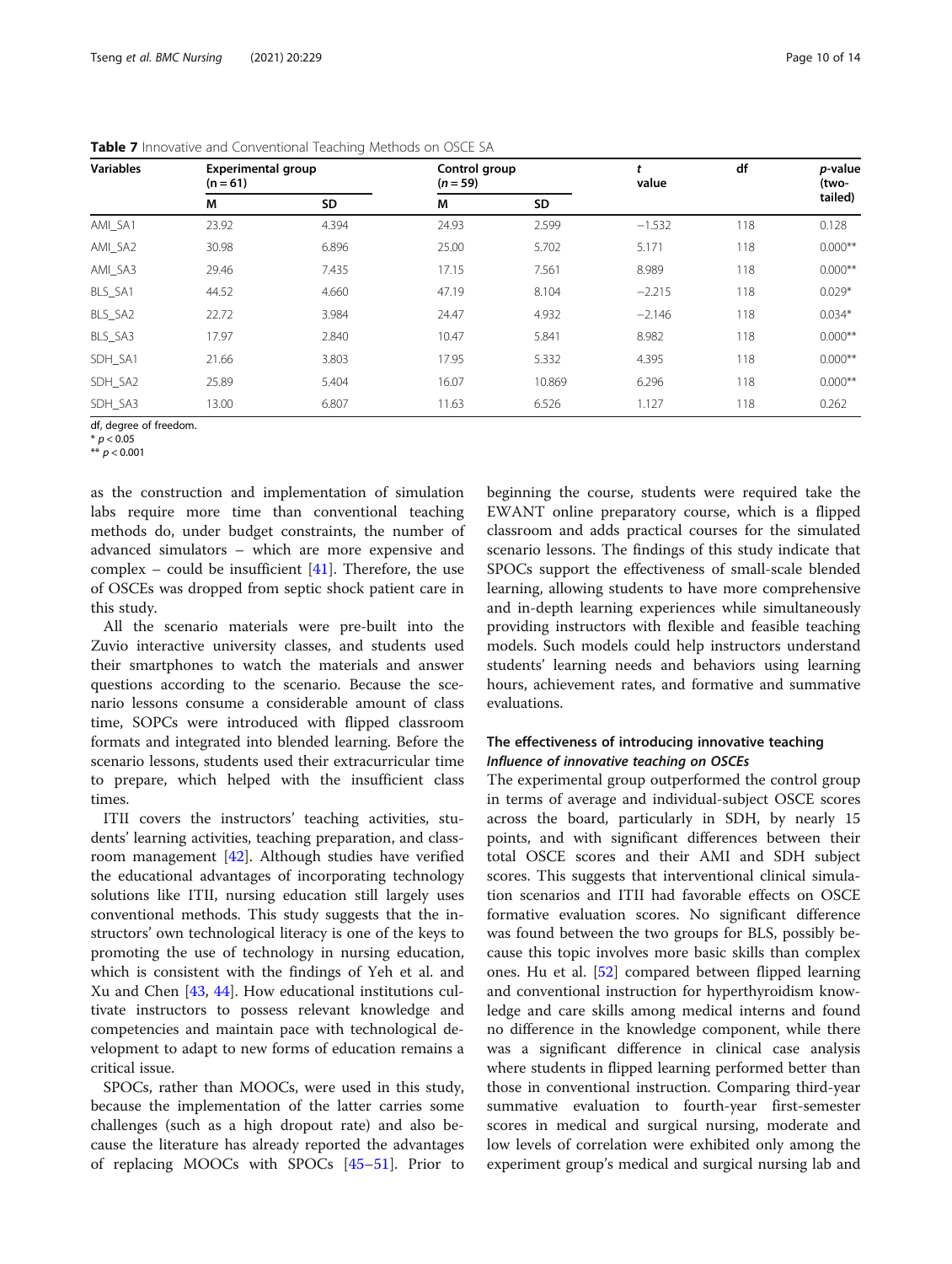**Table 7** Innovative and Conventional Teaching Methods on OSCE SA

| Variables | Experimental group (n = 61) | | Control group (*n* = 59) | | *t* value | df | *p*-value (two-tailed) |
|---|---|---|---|---|---|---|---|
| | M | SD | M | SD | | | |
| AMI_SA1 | 23.92 | 4.394 | 24.93 | 2.599 | −1.532 | 118 | 0.128 |
| AMI_SA2 | 30.98 | 6.896 | 25.00 | 5.702 | 5.171 | 118 | 0.000** |
| AMI_SA3 | 29.46 | 7.435 | 17.15 | 7.561 | 8.989 | 118 | 0.000** |
| BLS_SA1 | 44.52 | 4.660 | 47.19 | 8.104 | −2.215 | 118 | 0.029* |
| BLS_SA2 | 22.72 | 3.984 | 24.47 | 4.932 | −2.146 | 118 | 0.034* |
| BLS_SA3 | 17.97 | 2.840 | 10.47 | 5.841 | 8.982 | 118 | 0.000** |
| SDH_SA1 | 21.66 | 3.803 | 17.95 | 5.332 | 4.395 | 118 | 0.000** |
| SDH_SA2 | 25.89 | 5.404 | 16.07 | 10.869 | 6.296 | 118 | 0.000** |
| SDH_SA3 | 13.00 | 6.807 | 11.63 | 6.526 | 1.127 | 118 | 0.262 |

df, degree of freedom.
\* $p < 0.05$
\*\* $p < 0.001$

as the construction and implementation of simulation labs require more time than conventional teaching methods do, under budget constraints, the number of advanced simulators – which are more expensive and complex – could be insufficient [41]. Therefore, the use of OSCEs was dropped from septic shock patient care in this study.

All the scenario materials were pre-built into the Zuvio interactive university classes, and students used their smartphones to watch the materials and answer questions according to the scenario. Because the scenario lessons consume a considerable amount of class time, SOPCs were introduced with flipped classroom formats and integrated into blended learning. Before the scenario lessons, students used their extracurricular time to prepare, which helped with the insufficient class times.

ITII covers the instructors' teaching activities, students' learning activities, teaching preparation, and classroom management [42]. Although studies have verified the educational advantages of incorporating technology solutions like ITII, nursing education still largely uses conventional methods. This study suggests that the instructors' own technological literacy is one of the keys to promoting the use of technology in nursing education, which is consistent with the findings of Yeh et al. and Xu and Chen [43, 44]. How educational institutions cultivate instructors to possess relevant knowledge and competencies and maintain pace with technological development to adapt to new forms of education remains a critical issue.

SPOCs, rather than MOOCs, were used in this study, because the implementation of the latter carries some challenges (such as a high dropout rate) and also because the literature has already reported the advantages of replacing MOOCs with SPOCs [45–51]. Prior to beginning the course, students were required take the EWANT online preparatory course, which is a flipped classroom and adds practical courses for the simulated scenario lessons. The findings of this study indicate that SPOCs support the effectiveness of small-scale blended learning, allowing students to have more comprehensive and in-depth learning experiences while simultaneously providing instructors with flexible and feasible teaching models. Such models could help instructors understand students' learning needs and behaviors using learning hours, achievement rates, and formative and summative evaluations.

## The effectiveness of introducing innovative teaching

### *Influence of innovative teaching on OSCEs*

The experimental group outperformed the control group in terms of average and individual-subject OSCE scores across the board, particularly in SDH, by nearly 15 points, and with significant differences between their total OSCE scores and their AMI and SDH subject scores. This suggests that interventional clinical simulation scenarios and ITII had favorable effects on OSCE formative evaluation scores. No significant difference was found between the two groups for BLS, possibly because this topic involves more basic skills than complex ones. Hu et al. [52] compared between flipped learning and conventional instruction for hyperthyroidism knowledge and care skills among medical interns and found no difference in the knowledge component, while there was a significant difference in clinical case analysis where students in flipped learning performed better than those in conventional instruction. Comparing third-year summative evaluation to fourth-year first-semester scores in medical and surgical nursing, moderate and low levels of correlation were exhibited only among the experiment group's medical and surgical nursing lab and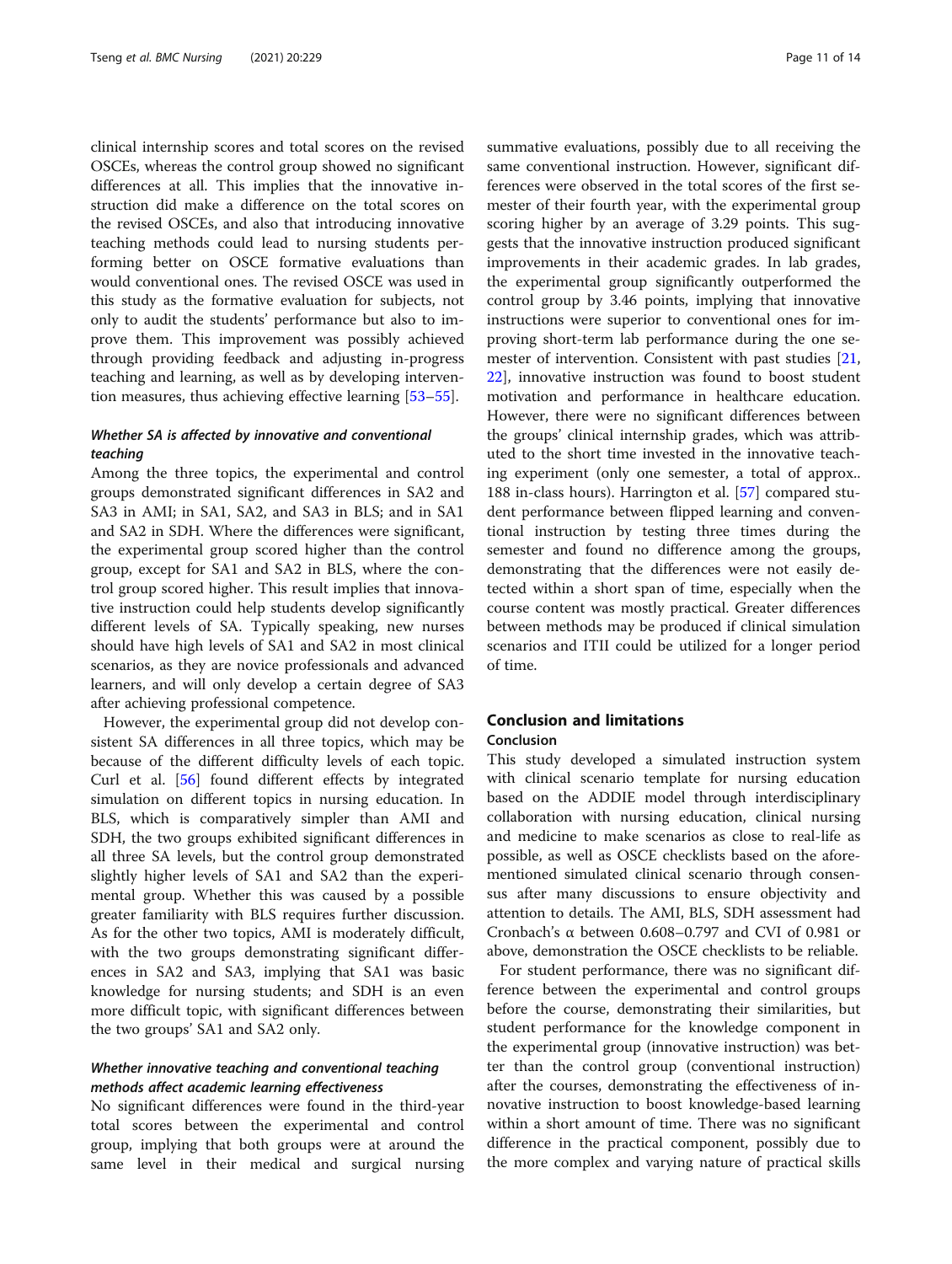clinical internship scores and total scores on the revised OSCEs, whereas the control group showed no significant differences at all. This implies that the innovative instruction did make a difference on the total scores on the revised OSCEs, and also that introducing innovative teaching methods could lead to nursing students performing better on OSCE formative evaluations than would conventional ones. The revised OSCE was used in this study as the formative evaluation for subjects, not only to audit the students' performance but also to improve them. This improvement was possibly achieved through providing feedback and adjusting in-progress teaching and learning, as well as by developing intervention measures, thus achieving effective learning [53–55].

### *Whether SA is affected by innovative and conventional teaching*

Among the three topics, the experimental and control groups demonstrated significant differences in SA2 and SA3 in AMI; in SA1, SA2, and SA3 in BLS; and in SA1 and SA2 in SDH. Where the differences were significant, the experimental group scored higher than the control group, except for SA1 and SA2 in BLS, where the control group scored higher. This result implies that innovative instruction could help students develop significantly different levels of SA. Typically speaking, new nurses should have high levels of SA1 and SA2 in most clinical scenarios, as they are novice professionals and advanced learners, and will only develop a certain degree of SA3 after achieving professional competence.

However, the experimental group did not develop consistent SA differences in all three topics, which may be because of the different difficulty levels of each topic. Curl et al. [56] found different effects by integrated simulation on different topics in nursing education. In BLS, which is comparatively simpler than AMI and SDH, the two groups exhibited significant differences in all three SA levels, but the control group demonstrated slightly higher levels of SA1 and SA2 than the experimental group. Whether this was caused by a possible greater familiarity with BLS requires further discussion. As for the other two topics, AMI is moderately difficult, with the two groups demonstrating significant differences in SA2 and SA3, implying that SA1 was basic knowledge for nursing students; and SDH is an even more difficult topic, with significant differences between the two groups' SA1 and SA2 only.

### *Whether innovative teaching and conventional teaching methods affect academic learning effectiveness*

No significant differences were found in the third-year total scores between the experimental and control group, implying that both groups were at around the same level in their medical and surgical nursing summative evaluations, possibly due to all receiving the same conventional instruction. However, significant differences were observed in the total scores of the first semester of their fourth year, with the experimental group scoring higher by an average of 3.29 points. This suggests that the innovative instruction produced significant improvements in their academic grades. In lab grades, the experimental group significantly outperformed the control group by 3.46 points, implying that innovative instructions were superior to conventional ones for improving short-term lab performance during the one semester of intervention. Consistent with past studies [21, 22], innovative instruction was found to boost student motivation and performance in healthcare education. However, there were no significant differences between the groups' clinical internship grades, which was attributed to the short time invested in the innovative teaching experiment (only one semester, a total of approx.. 188 in-class hours). Harrington et al. [57] compared student performance between flipped learning and conventional instruction by testing three times during the semester and found no difference among the groups, demonstrating that the differences were not easily detected within a short span of time, especially when the course content was mostly practical. Greater differences between methods may be produced if clinical simulation scenarios and ITII could be utilized for a longer period of time.

## Conclusion and limitations

### Conclusion

This study developed a simulated instruction system with clinical scenario template for nursing education based on the ADDIE model through interdisciplinary collaboration with nursing education, clinical nursing and medicine to make scenarios as close to real-life as possible, as well as OSCE checklists based on the aforementioned simulated clinical scenario through consensus after many discussions to ensure objectivity and attention to details. The AMI, BLS, SDH assessment had Cronbach's α between 0.608–0.797 and CVI of 0.981 or above, demonstration the OSCE checklists to be reliable.

For student performance, there was no significant difference between the experimental and control groups before the course, demonstrating their similarities, but student performance for the knowledge component in the experimental group (innovative instruction) was better than the control group (conventional instruction) after the courses, demonstrating the effectiveness of innovative instruction to boost knowledge-based learning within a short amount of time. There was no significant difference in the practical component, possibly due to the more complex and varying nature of practical skills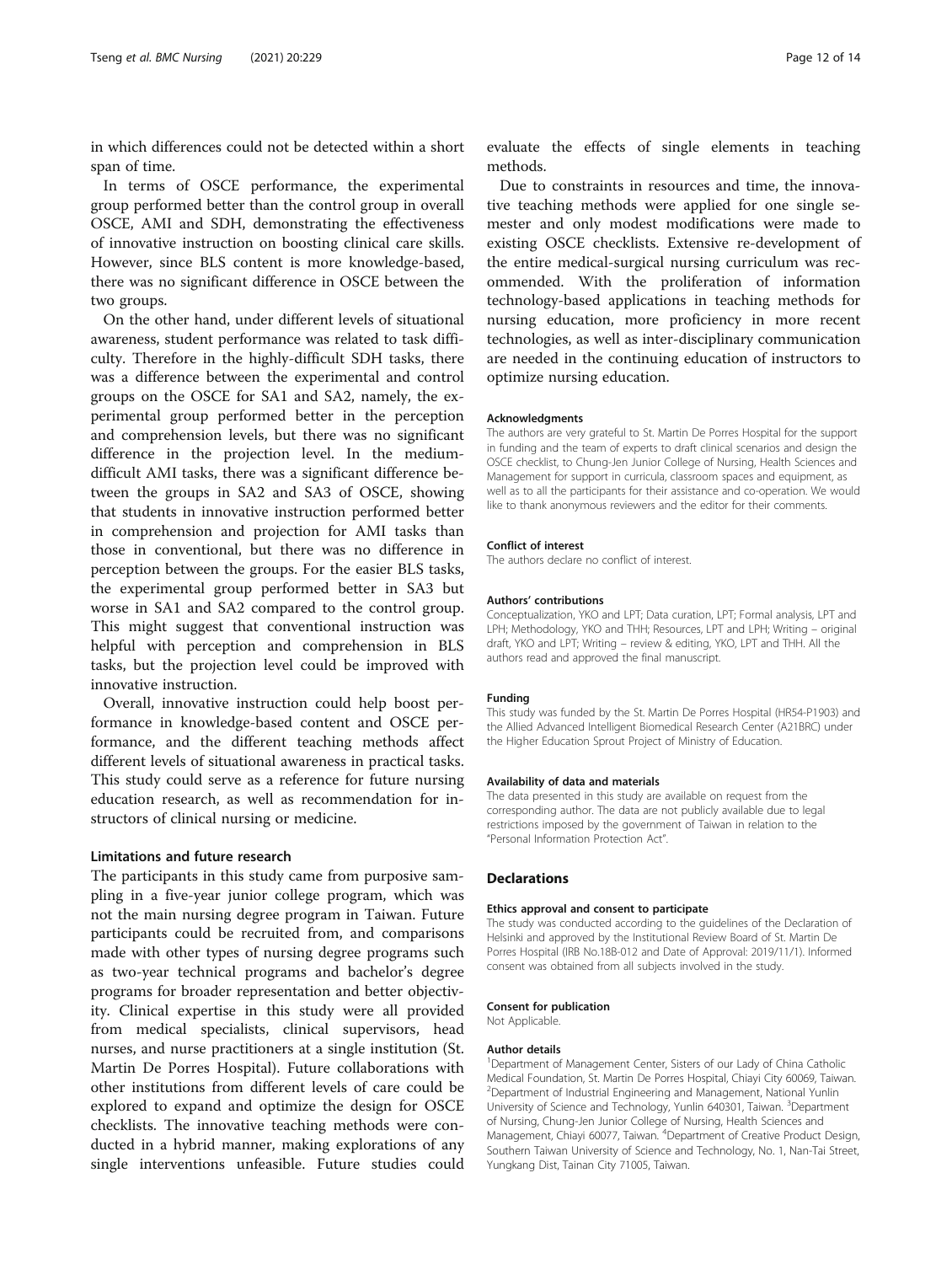in which differences could not be detected within a short span of time.

In terms of OSCE performance, the experimental group performed better than the control group in overall OSCE, AMI and SDH, demonstrating the effectiveness of innovative instruction on boosting clinical care skills. However, since BLS content is more knowledge-based, there was no significant difference in OSCE between the two groups.

On the other hand, under different levels of situational awareness, student performance was related to task difficulty. Therefore in the highly-difficult SDH tasks, there was a difference between the experimental and control groups on the OSCE for SA1 and SA2, namely, the experimental group performed better in the perception and comprehension levels, but there was no significant difference in the projection level. In the medium-difficult AMI tasks, there was a significant difference between the groups in SA2 and SA3 of OSCE, showing that students in innovative instruction performed better in comprehension and projection for AMI tasks than those in conventional, but there was no difference in perception between the groups. For the easier BLS tasks, the experimental group performed better in SA3 but worse in SA1 and SA2 compared to the control group. This might suggest that conventional instruction was helpful with perception and comprehension in BLS tasks, but the projection level could be improved with innovative instruction.

Overall, innovative instruction could help boost performance in knowledge-based content and OSCE performance, and the different teaching methods affect different levels of situational awareness in practical tasks. This study could serve as a reference for future nursing education research, as well as recommendation for instructors of clinical nursing or medicine.

### Limitations and future research

The participants in this study came from purposive sampling in a five-year junior college program, which was not the main nursing degree program in Taiwan. Future participants could be recruited from, and comparisons made with other types of nursing degree programs such as two-year technical programs and bachelor's degree programs for broader representation and better objectivity. Clinical expertise in this study were all provided from medical specialists, clinical supervisors, head nurses, and nurse practitioners at a single institution (St. Martin De Porres Hospital). Future collaborations with other institutions from different levels of care could be explored to expand and optimize the design for OSCE checklists. The innovative teaching methods were conducted in a hybrid manner, making explorations of any single interventions unfeasible. Future studies could evaluate the effects of single elements in teaching methods.

Due to constraints in resources and time, the innovative teaching methods were applied for one single semester and only modest modifications were made to existing OSCE checklists. Extensive re-development of the entire medical-surgical nursing curriculum was recommended. With the proliferation of information technology-based applications in teaching methods for nursing education, more proficiency in more recent technologies, as well as inter-disciplinary communication are needed in the continuing education of instructors to optimize nursing education.

#### Acknowledgments

The authors are very grateful to St. Martin De Porres Hospital for the support in funding and the team of experts to draft clinical scenarios and design the OSCE checklist, to Chung-Jen Junior College of Nursing, Health Sciences and Management for support in curricula, classroom spaces and equipment, as well as to all the participants for their assistance and co-operation. We would like to thank anonymous reviewers and the editor for their comments.

#### Conflict of interest

The authors declare no conflict of interest.

#### Authors' contributions

Conceptualization, YKO and LPT; Data curation, LPT; Formal analysis, LPT and LPH; Methodology, YKO and THH; Resources, LPT and LPH; Writing – original draft, YKO and LPT; Writing – review & editing, YKO, LPT and THH. All the authors read and approved the final manuscript.

#### Funding

This study was funded by the St. Martin De Porres Hospital (HR54-P1903) and the Allied Advanced Intelligent Biomedical Research Center (A21BRC) under the Higher Education Sprout Project of Ministry of Education.

#### Availability of data and materials

The data presented in this study are available on request from the corresponding author. The data are not publicly available due to legal restrictions imposed by the government of Taiwan in relation to the "Personal Information Protection Act".

## Declarations

#### Ethics approval and consent to participate

The study was conducted according to the guidelines of the Declaration of Helsinki and approved by the Institutional Review Board of St. Martin De Porres Hospital (IRB No.18B-012 and Date of Approval: 2019/11/1). Informed consent was obtained from all subjects involved in the study.

#### Consent for publication

Not Applicable.

#### Author details

[1]Department of Management Center, Sisters of our Lady of China Catholic Medical Foundation, St. Martin De Porres Hospital, Chiayi City 60069, Taiwan. [2]Department of Industrial Engineering and Management, National Yunlin University of Science and Technology, Yunlin 640301, Taiwan. [3]Department of Nursing, Chung-Jen Junior College of Nursing, Health Sciences and Management, Chiayi 60077, Taiwan. [4]Department of Creative Product Design, Southern Taiwan University of Science and Technology, No. 1, Nan-Tai Street, Yungkang Dist, Tainan City 71005, Taiwan.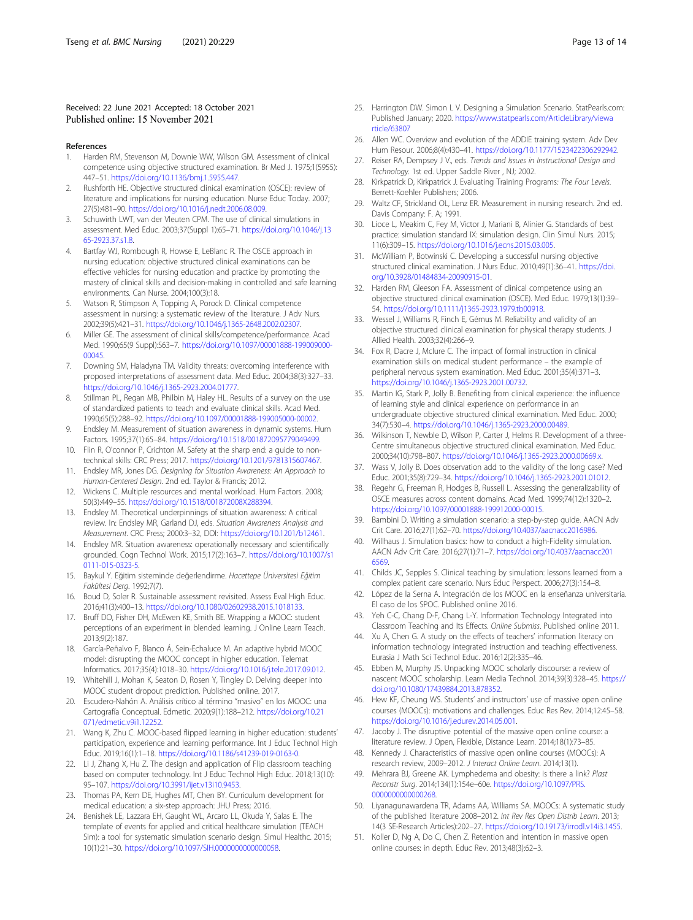Received: 22 June 2021 Accepted: 18 October 2021
Published online: 15 November 2021

## References

1. Harden RM, Stevenson M, Downie WW, Wilson GM. Assessment of clinical competence using objective structured examination. Br Med J. 1975;1(5955): 447–51. https://doi.org/10.1136/bmj.1.5955.447.
2. Rushforth HE. Objective structured clinical examination (OSCE): review of literature and implications for nursing education. Nurse Educ Today. 2007; 27(5):481–90. https://doi.org/10.1016/j.nedt.2006.08.009.
3. Schuwirth LWT, van der Vleuten CPM. The use of clinical simulations in assessment. Med Educ. 2003;37(Suppl 1):65–71. https://doi.org/10.1046/j.1365-2923.37.s1.8.
4. Bartfay WJ, Rombough R, Howse E, LeBlanc R. The OSCE approach in nursing education: objective structured clinical examinations can be effective vehicles for nursing education and practice by promoting the mastery of clinical skills and decision-making in controlled and safe learning environments. Can Nurse. 2004;100(3):18.
5. Watson R, Stimpson A, Topping A, Porock D. Clinical competence assessment in nursing: a systematic review of the literature. J Adv Nurs. 2002;39(5):421–31. https://doi.org/10.1046/j.1365-2648.2002.02307.
6. Miller GE. The assessment of clinical skills/competence/performance. Acad Med. 1990;65(9 Suppl):S63–7. https://doi.org/10.1097/00001888-199009000-00045.
7. Downing SM, Haladyna TM. Validity threats: overcoming interference with proposed interpretations of assessment data. Med Educ. 2004;38(3):327–33. https://doi.org/10.1046/j.1365-2923.2004.01777.
8. Stillman PL, Regan MB, Philbin M, Haley HL. Results of a survey on the use of standardized patients to teach and evaluate clinical skills. Acad Med. 1990;65(5):288–92. https://doi.org/10.1097/00001888-199005000-00002.
9. Endsley M. Measurement of situation awareness in dynamic systems. Hum Factors. 1995;37(1):65–84. https://doi.org/10.1518/001872095779049499.
10. Flin R, O'connor P, Crichton M. Safety at the sharp end: a guide to non-technical skills: CRC Press; 2017. https://doi.org/10.1201/9781315607467.
11. Endsley MR, Jones DG. *Designing for Situation Awareness: An Approach to Human-Centered Design*. 2nd ed. Taylor & Francis; 2012.
12. Wickens C. Multiple resources and mental workload. Hum Factors. 2008; 50(3):449–55. https://doi.org/10.1518/001872008X288394.
13. Endsley M. Theoretical underpinnings of situation awareness: A critical review. In: Endsley MR, Garland DJ, eds. *Situation Awareness Analysis and Measurement*. CRC Press; 2000:3–32, DOI: https://doi.org/10.1201/b12461.
14. Endsley MR. Situation awareness: operationally necessary and scientifically grounded. Cogn Technol Work. 2015;17(2):163–7. https://doi.org/10.1007/s10111-015-0323-5.
15. Baykul Y. Eğitim sisteminde değerlendirme. *Hacettepe Üniversitesi Eğitim Fakültesi Derg*. 1992;7(7).
16. Boud D, Soler R. Sustainable assessment revisited. Assess Eval High Educ. 2016;41(3):400–13. https://doi.org/10.1080/02602938.2015.1018133.
17. Bruff DO, Fisher DH, McEwen KE, Smith BE. Wrapping a MOOC: student perceptions of an experiment in blended learning. J Online Learn Teach. 2013;9(2):187.
18. García-Peñalvo F, Blanco Á, Sein-Echaluce M. An adaptive hybrid MOOC model: disrupting the MOOC concept in higher education. Telemat Informatics. 2017;35(4):1018–30. https://doi.org/10.1016/j.tele.2017.09.012.
19. Whitehill J, Mohan K, Seaton D, Rosen Y, Tingley D. Delving deeper into MOOC student dropout prediction. Published online. 2017.
20. Escudero-Nahón A. Análisis crítico al término "masivo" en los MOOC: una Cartografía Conceptual. Edmetic. 2020;9(1):188–212. https://doi.org/10.21071/edmetic.v9i1.12252.
21. Wang K, Zhu C. MOOC-based flipped learning in higher education: students' participation, experience and learning performance. Int J Educ Technol High Educ. 2019;16(1):1–18. https://doi.org/10.1186/s41239-019-0163-0.
22. Li J, Zhang X, Hu Z. The design and application of Flip classroom teaching based on computer technology. Int J Educ Technol High Educ. 2018;13(10): 95–107. https://doi.org/10.3991/ijet.v13i10.9453.
23. Thomas PA, Kern DE, Hughes MT, Chen BY. Curriculum development for medical education: a six-step approach: JHU Press; 2016.
24. Benishek LE, Lazzara EH, Gaught WL, Arcaro LL, Okuda Y, Salas E. The template of events for applied and critical healthcare simulation (TEACH Sim): a tool for systematic simulation scenario design. Simul Healthc. 2015; 10(1):21–30. https://doi.org/10.1097/SIH.0000000000000058.
25. Harrington DW. Simon L V. Designing a Simulation Scenario. StatPearls.com: Published January; 2020. https://www.statpearls.com/ArticleLibrary/viewarticle/63807
26. Allen WC. Overview and evolution of the ADDIE training system. Adv Dev Hum Resour. 2006;8(4):430–41. https://doi.org/10.1177/1523422306292942.
27. Reiser RA, Dempsey J V., eds. *Trends and Issues in Instructional Design and Technology*. 1st ed. Upper Saddle River , NJ; 2002.
28. Kirkpatrick D, Kirkpatrick J. Evaluating Training Programs: *The Four Levels*. Berrett-Koehler Publishers; 2006.
29. Waltz CF, Strickland OL, Lenz ER. Measurement in nursing research. 2nd ed. Davis Company: F. A; 1991.
30. Lioce L, Meakim C, Fey M, Victor J, Mariani B, Alinier G. Standards of best practice: simulation standard IX: simulation design. Clin Simul Nurs. 2015; 11(6):309–15. https://doi.org/10.1016/j.ecns.2015.03.005.
31. McWilliam P, Botwinski C. Developing a successful nursing objective structured clinical examination. J Nurs Educ. 2010;49(1):36–41. https://doi.org/10.3928/01484834-20090915-01.
32. Harden RM, Gleeson FA. Assessment of clinical competence using an objective structured clinical examination (OSCE). Med Educ. 1979;13(1):39–54. https://doi.org/10.1111/j1365-2923.1979.tb00918.
33. Wessel J, Williams R, Finch E, Gémus M. Reliability and validity of an objective structured clinical examination for physical therapy students. J Allied Health. 2003;32(4):266–9.
34. Fox R, Dacre J, Mclure C. The impact of formal instruction in clinical examination skills on medical student performance – the example of peripheral nervous system examination. Med Educ. 2001;35(4):371–3. https://doi.org/10.1046/j.1365-2923.2001.00732.
35. Martin IG, Stark P, Jolly B. Benefiting from clinical experience: the influence of learning style and clinical experience on performance in an undergraduate objective structured clinical examination. Med Educ. 2000; 34(7):530–4. https://doi.org/10.1046/j.1365-2923.2000.00489.
36. Wilkinson T, Newble D, Wilson P, Carter J, Helms R. Development of a three-Centre simultaneous objective structured clinical examination. Med Educ. 2000;34(10):798–807. https://doi.org/10.1046/j.1365-2923.2000.00669.x.
37. Wass V, Jolly B. Does observation add to the validity of the long case? Med Educ. 2001;35(8):729–34. https://doi.org/10.1046/j.1365-2923.2001.01012.
38. Regehr G, Freeman R, Hodges B, Russell L. Assessing the generalizability of OSCE measures across content domains. Acad Med. 1999;74(12):1320–2. https://doi.org/10.1097/00001888-199912000-00015.
39. Bambini D. Writing a simulation scenario: a step-by-step guide. AACN Adv Crit Care. 2016;27(1):62–70. https://doi.org/10.4037/aacnacc2016986.
40. Willhaus J. Simulation basics: how to conduct a high-Fidelity simulation. AACN Adv Crit Care. 2016;27(1):71–7. https://doi.org/10.4037/aacnacc2016569.
41. Childs JC, Sepples S. Clinical teaching by simulation: lessons learned from a complex patient care scenario. Nurs Educ Perspect. 2006;27(3):154–8.
42. López de la Serna A. Integración de los MOOC en la enseñanza universitaria. El caso de los SPOC. Published online 2016.
43. Yeh C-C, Chang D-F, Chang L-Y. Information Technology Integrated into Classroom Teaching and Its Effects. *Online Submiss*. Published online 2011.
44. Xu A, Chen G. A study on the effects of teachers' information literacy on information technology integrated instruction and teaching effectiveness. Eurasia J Math Sci Technol Educ. 2016;12(2):335–46.
45. Ebben M, Murphy JS. Unpacking MOOC scholarly discourse: a review of nascent MOOC scholarship. Learn Media Technol. 2014;39(3):328–45. https://doi.org/10.1080/17439884.2013.878352.
46. Hew KF, Cheung WS. Students' and instructors' use of massive open online courses (MOOCs): motivations and challenges. Educ Res Rev. 2014;12:45–58. https://doi.org/10.1016/j.edurev.2014.05.001.
47. Jacoby J. The disruptive potential of the massive open online course: a literature review. J Open, Flexible, Distance Learn. 2014;18(1):73–85.
48. Kennedy J. Characteristics of massive open online courses (MOOCs): A research review, 2009–2012. *J Interact Online Learn*. 2014;13(1).
49. Mehrara BJ, Greene AK. Lymphedema and obesity: is there a link? *Plast Reconstr Surg*. 2014;134(1):154e–60e. https://doi.org/10.1097/PRS.0000000000000268.
50. Liyanagunawardena TR, Adams AA, Williams SA. MOOCs: A systematic study of the published literature 2008–2012. *Int Rev Res Open Distrib Learn*. 2013; 14(3 SE-Research Articles):202–27. https://doi.org/10.19173/irrodl.v14i3.1455.
51. Koller D, Ng A, Do C, Chen Z. Retention and intention in massive open online courses: in depth. Educ Rev. 2013;48(3):62–3.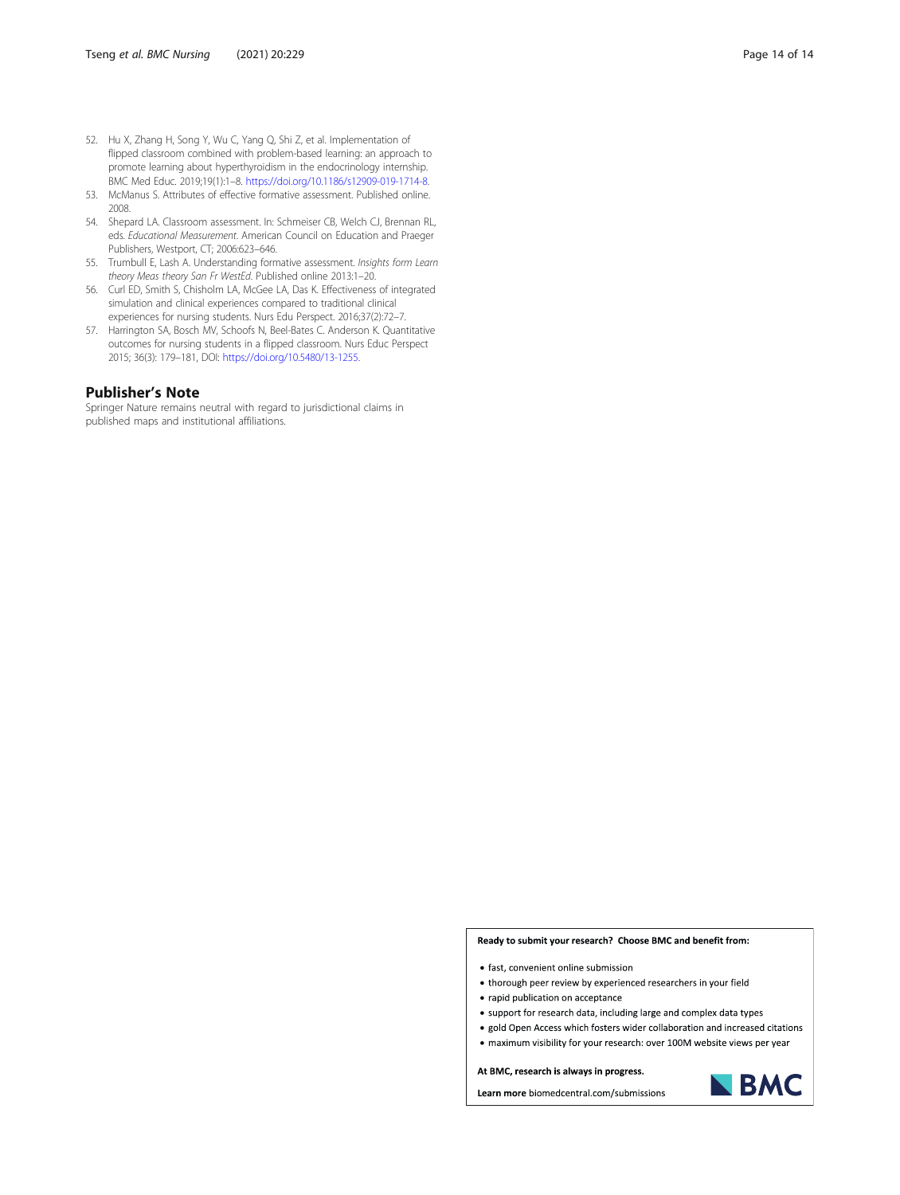52. Hu X, Zhang H, Song Y, Wu C, Yang Q, Shi Z, et al. Implementation of flipped classroom combined with problem-based learning: an approach to promote learning about hyperthyroidism in the endocrinology internship. BMC Med Educ. 2019;19(1):1–8. https://doi.org/10.1186/s12909-019-1714-8.
53. McManus S. Attributes of effective formative assessment. Published online. 2008.
54. Shepard LA. Classroom assessment. In: Schmeiser CB, Welch CJ, Brennan RL, eds. *Educational Measurement*. American Council on Education and Praeger Publishers, Westport, CT; 2006:623–646.
55. Trumbull E, Lash A. Understanding formative assessment. *Insights form Learn theory Meas theory San Fr WestEd*. Published online 2013:1–20.
56. Curl ED, Smith S, Chisholm LA, McGee LA, Das K. Effectiveness of integrated simulation and clinical experiences compared to traditional clinical experiences for nursing students. Nurs Edu Perspect. 2016;37(2):72–7.
57. Harrington SA, Bosch MV, Schoofs N, Beel-Bates C. Anderson K. Quantitative outcomes for nursing students in a flipped classroom. Nurs Educ Perspect 2015; 36(3): 179–181, DOI: https://doi.org/10.5480/13-1255.

## Publisher's Note

Springer Nature remains neutral with regard to jurisdictional claims in published maps and institutional affiliations.

**Ready to submit your research? Choose BMC and benefit from:**

- fast, convenient online submission
- thorough peer review by experienced researchers in your field
- rapid publication on acceptance
- support for research data, including large and complex data types
- gold Open Access which fosters wider collaboration and increased citations
- maximum visibility for your research: over 100M website views per year

**At BMC, research is always in progress.**

**Learn more** biomedcentral.com/submissions

BMC